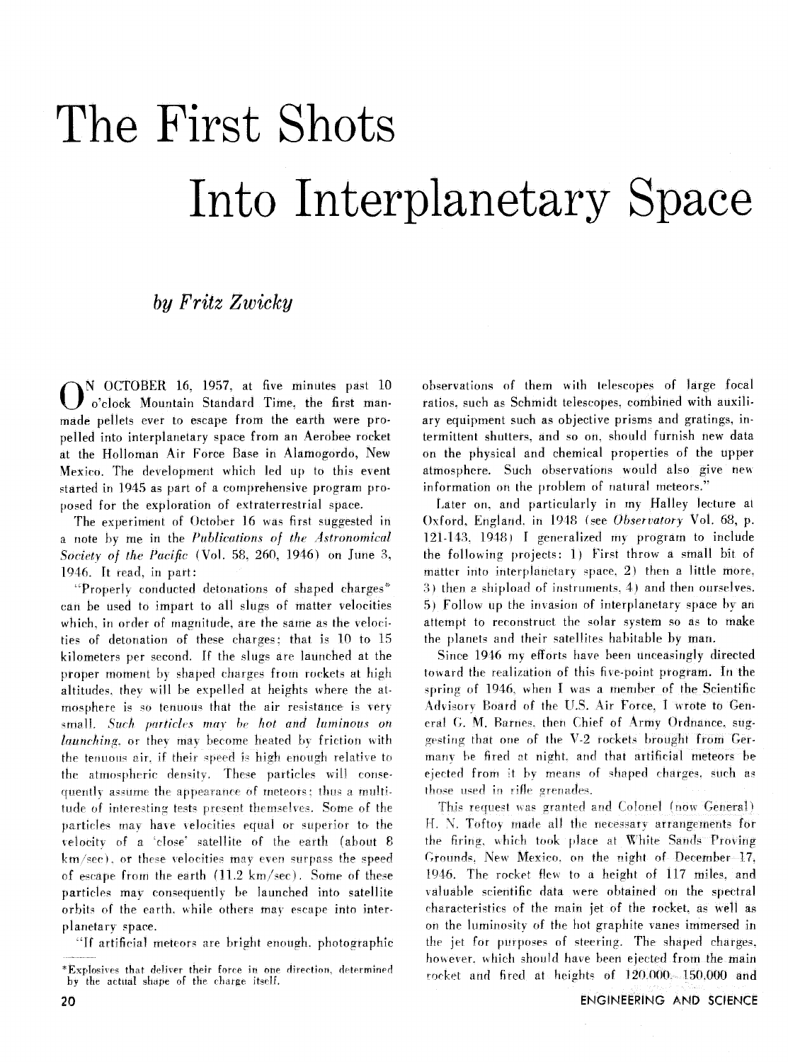# The First Shots Into Interplanetary Space

*by Fritz Zwicky*

ON OCTOBER 16, 1957, at five minutes past 10 o'clock Mountain Standard Time, the first man-made pellets ever to escape from the earth were propelled into interplanetary space from an Aerobee rocket at the Holloman Air Force Base in Alamogordo, New Mexico. The development which led up to this event started in 1945 as part of a comprehensive program proposed for the exploration of extraterrestrial space.

The experiment of October 16 was first suggested in a note by me in the *Publications of the Astronomical Society of the Pacific* (Vol. 58, 260, 1946) on June 3, 1946. It read, in part:

"Properly conducted detonations of shaped charges* can be used to impart to all slugs of matter velocities which, in order of magnitude, are the same as the velocities of detonation of these charges; that is 10 to 15 kilometers per second. If the slugs are launched at the proper moment by shaped charges from rockets at high altitudes, they will be expelled at heights where the atmosphere is so tenuous that the air resistance is very small. *Such particles may be hot and luminous on launching*, or they may become heated by friction with the tenuous air, if their speed is high enough relative to the atmospheric density. These particles will consequently assume the appearance of meteors; thus a multitude of interesting tests present themselves. Some of the particles may have velocities equal or superior to the velocity of a 'close' satellite of the earth (about 8 km/sec), or these velocities may even surpass the speed of escape from the earth (11.2 km/sec). Some of these particles may consequently be launched into satellite orbits of the earth, while others may escape into interplanetary space.

"If artificial meteors are bright enough, photographic observations of them with telescopes of large focal ratios, such as Schmidt telescopes, combined with auxiliary equipment such as objective prisms and gratings, intermittent shutters, and so on, should furnish new data on the physical and chemical properties of the upper atmosphere. Such observations would also give new information on the problem of natural meteors."

Later on, and particularly in my Halley lecture at Oxford, England, in 1948 (see *Observatory* Vol. 68, p. 121-143, 1948) I generalized my program to include the following projects: 1) First throw a small bit of matter into interplanetary space, 2) then a little more, 3) then a shipload of instruments, 4) and then ourselves, 5) Follow up the invasion of interplanetary space by an attempt to reconstruct the solar system so as to make the planets and their satellites habitable by man.

Since 1946 my efforts have been unceasingly directed toward the realization of this five-point program. In the spring of 1946, when I was a member of the Scientific Advisory Board of the U.S. Air Force, I wrote to General G. M. Barnes, then Chief of Army Ordnance, suggesting that one of the V-2 rockets brought from Germany be fired at night, and that artificial meteors be ejected from it by means of shaped charges, such as those used in rifle grenades.

This request was granted and Colonel (now General) H. N. Toftoy made all the necessary arrangements for the firing, which took place at White Sands Proving Grounds, New Mexico, on the night of December 17, 1946. The rocket flew to a height of 117 miles, and valuable scientific data were obtained on the spectral characteristics of the main jet of the rocket, as well as on the luminosity of the hot graphite vanes immersed in the jet for purposes of steering. The shaped charges, however, which should have been ejected from the main rocket and fired at heights of 120,000, 150,000 and

*Explosives that deliver their force in one direction, determined by the actual shape of the charge itself.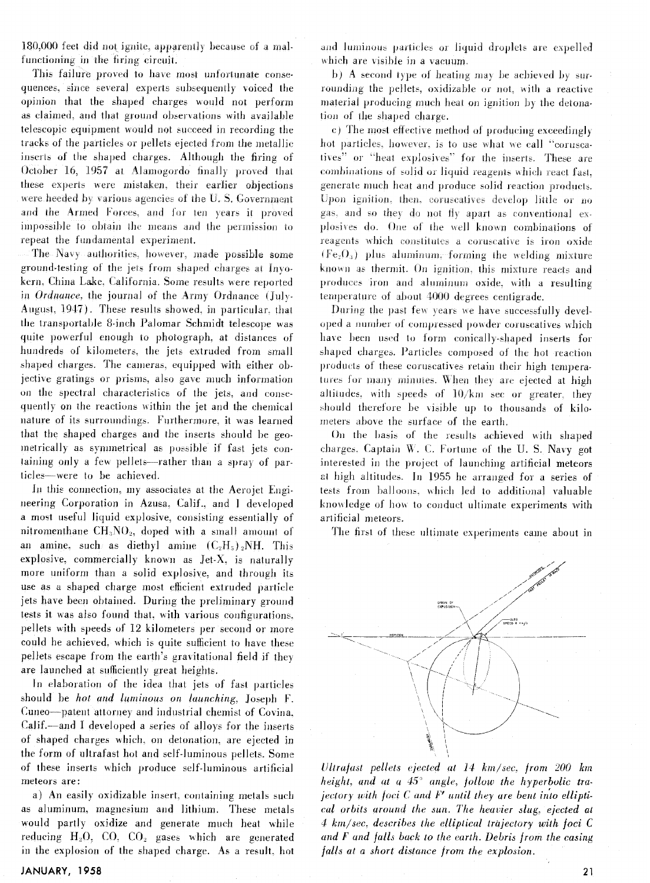180,000 feet did not ignite, apparently because of a malfunctioning in the firing circuit.

This failure proved to have most unfortunate consequences, since several experts subsequently voiced the opinion that the shaped charges would not perform as claimed, and that ground observations with available telescopic equipment would not succeed in recording the tracks of the particles or pellets ejected from the metallic inserts of the shaped charges. Although the firing of October 16, 1957 at Alamogordo finally proved that these experts were mistaken, their earlier objections were heeded by various agencies of the U. S. Government and the Armed Forces, and for ten years it proved impossible to obtain the means and the permission to repeat the fundamental experiment.

The Navy authorities, however, made possible some ground-testing of the jets from shaped charges at Inyokern, China Lake, California. Some results were reported in *Ordnance*, the journal of the Army Ordnance (July-August, 1947). These results showed, in particular, that the transportable 8-inch Palomar Schmidt telescope was quite powerful enough to photograph, at distances of hundreds of kilometers, the jets extruded from small shaped charges. The cameras, equipped with either objective gratings or prisms, also gave much information on the spectral characteristics of the jets, and consequently on the reactions within the jet and the chemical nature of its surroundings. Furthermore, it was learned that the shaped charges and the inserts should be geometrically as symmetrical as possible if fast jets containing only a few pellets—rather than a spray of particles—were to be achieved.

In this connection, my associates at the Aerojet Engineering Corporation in Azusa, Calif., and I developed a most useful liquid explosive, consisting essentially of nitromenthane $CH_3NO_2$, doped with a small amount of an amine, such as diethyl amine $(C_2H_5)_2NH$. This explosive, commercially known as Jet-X, is naturally more uniform than a solid explosive, and through its use as a shaped charge most efficient extruded particle jets have been obtained. During the preliminary ground tests it was also found that, with various configurations, pellets with speeds of 12 kilometers per second or more could be achieved, which is quite sufficient to have these pellets escape from the earth's gravitational field if they are launched at sufficiently great heights.

In elaboration of the idea that jets of fast particles should be *hot and luminous on launching*, Joseph F. Cuneo—patent attorney and industrial chemist of Covina, Calif.—and I developed a series of alloys for the inserts of shaped charges which, on detonation, are ejected in the form of ultrafast hot and self-luminous pellets. Some of these inserts which produce self-luminous artificial meteors are:

a) An easily oxidizable insert, containing metals such as aluminum, magnesium and lithium. These metals would partly oxidize and generate much heat while reducing $H_2O$, $CO$, $CO_2$ gases which are generated in the explosion of the shaped charge. As a result, hot and luminous particles or liquid droplets are expelled which are visible in a vacuum.

b) A second type of heating may be achieved by surrounding the pellets, oxidizable or not, with a reactive material producing much heat on ignition by the detonation of the shaped charge.

c) The most effective method of producing exceedingly hot particles, however, is to use what we call "coruscatives" or "heat explosives" for the inserts. These are combinations of solid or liquid reagents which react fast, generate much heat and produce solid reaction products. Upon ignition, then, coruscatives develop little or no gas, and so they do not fly apart as conventional explosives do. One of the well known combinations of reagents which constitutes a coruscative is iron oxide $(Fe_2O_3)$ plus aluminum, forming the welding mixture known as thermit. On ignition, this mixture reacts and produces iron and aluminum oxide, with a resulting temperature of about 4000 degrees centigrade.

During the past few years we have successfully developed a number of compressed powder coruscatives which have been used to form conically-shaped inserts for shaped charges. Particles composed of the hot reaction products of these coruscatives retain their high temperatures for many minutes. When they are ejected at high altitudes, with speeds of 10/km sec or greater, they should therefore be visible up to thousands of kilometers above the surface of the earth.

On the basis of the results achieved with shaped charges, Captain W. C. Fortune of the U. S. Navy got interested in the project of launching artificial meteors at high altitudes. In 1955 he arranged for a series of tests from balloons, which led to additional valuable knowledge of how to conduct ultimate experiments with artificial meteors.

The first of these ultimate experiments came about in

*Ultrafast pellets ejected at 14 km/sec, from 200 km height, and at a 45° angle, follow the hyperbolic trajectory with foci C and F' until they are bent into elliptical orbits around the sun. The heavier slug, ejected at 4 km/sec, describes the elliptical trajectory with foci C and F and falls back to the earth. Debris from the casing falls at a short distance from the explosion.*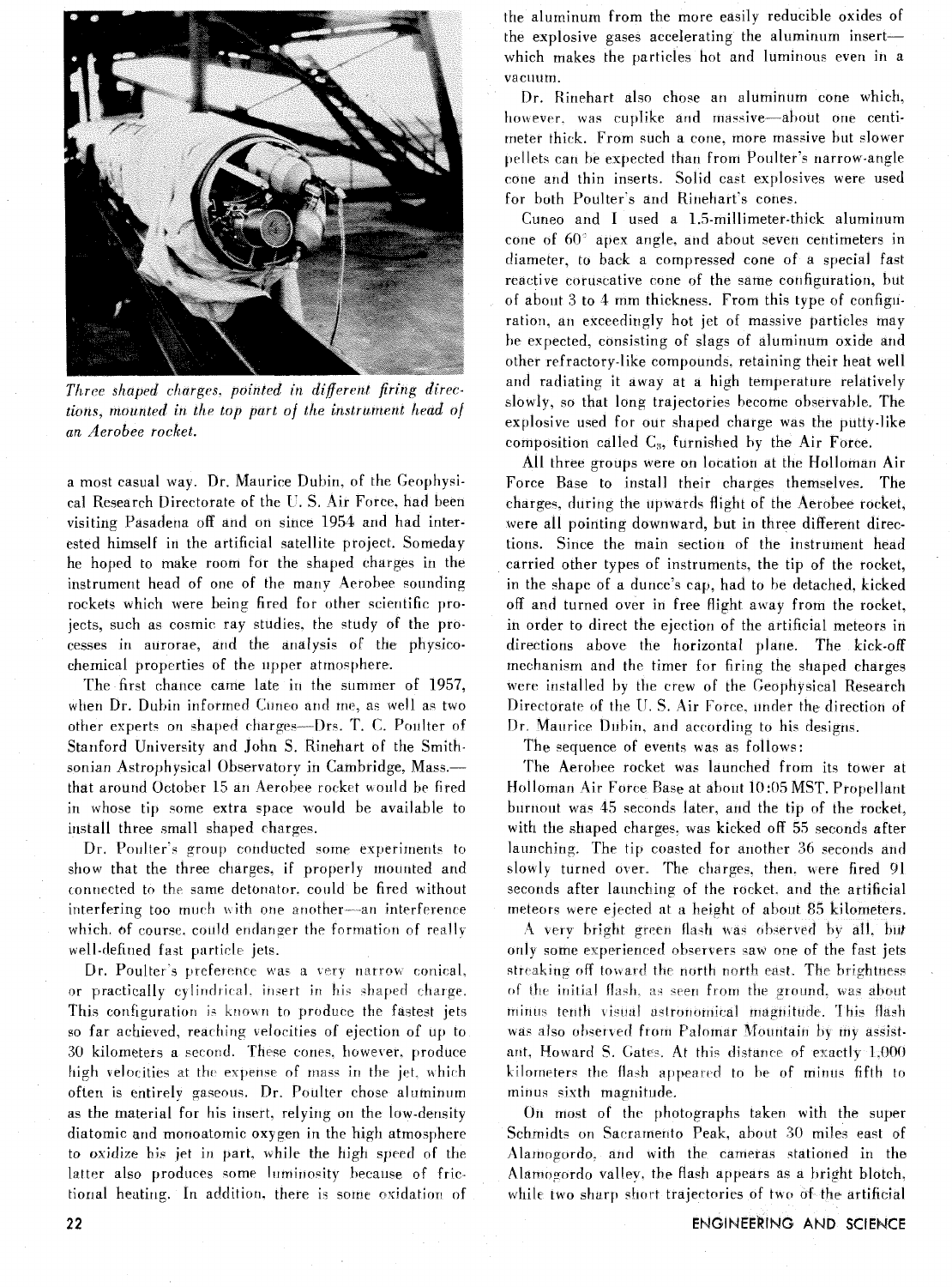*Three shaped charges, pointed in different firing directions, mounted in the top part of the instrument head of an Aerobee rocket.*

a most casual way. Dr. Maurice Dubin, of the Geophysical Research Directorate of the U. S. Air Force, had been visiting Pasadena off and on since 1954 and had interested himself in the artificial satellite project. Someday he hoped to make room for the shaped charges in the instrument head of one of the many Aerobee sounding rockets which were being fired for other scientific projects, such as cosmic ray studies, the study of the processes in aurorae, and the analysis of the physico-chemical properties of the upper atmosphere.

The first chance came late in the summer of 1957, when Dr. Dubin informed Cuneo and me, as well as two other experts on shaped charges—Drs. T. C. Poulter of Stanford University and John S. Rinehart of the Smithsonian Astrophysical Observatory in Cambridge, Mass.—that around October 15 an Aerobee rocket would be fired in whose tip some extra space would be available to install three small shaped charges.

Dr. Poulter's group conducted some experiments to show that the three charges, if properly mounted and connected to the same detonator, could be fired without interfering too much with one another—an interference which, of course, could endanger the formation of really well-defined fast particle jets.

Dr. Poulter's preference was a very narrow conical, or practically cylindrical, insert in his shaped charge. This configuration is known to produce the fastest jets so far achieved, reaching velocities of ejection of up to 30 kilometers a second. These cones, however, produce high velocities at the expense of mass in the jet, which often is entirely gaseous. Dr. Poulter chose aluminum as the material for his insert, relying on the low-density diatomic and monoatomic oxygen in the high atmosphere to oxidize his jet in part, while the high speed of the latter also produces some luminosity because of frictional heating. In addition, there is some oxidation of the aluminum from the more easily reducible oxides of the explosive gases accelerating the aluminum insert—which makes the particles hot and luminous even in a vacuum.

Dr. Rinehart also chose an aluminum cone which, however, was cuplike and massive—about one centimeter thick. From such a cone, more massive but slower pellets can be expected than from Poulter's narrow-angle cone and thin inserts. Solid cast explosives were used for both Poulter's and Rinehart's cones.

Cuneo and I used a 1.5-millimeter-thick aluminum cone of 60° apex angle, and about seven centimeters in diameter, to back a compressed cone of a special fast reactive coruscative cone of the same configuration, but of about 3 to 4 mm thickness. From this type of configuration, an exceedingly hot jet of massive particles may be expected, consisting of slags of aluminum oxide and other refractory-like compounds, retaining their heat well and radiating it away at a high temperature relatively slowly, so that long trajectories become observable. The explosive used for our shaped charge was the putty-like composition called $C_3$, furnished by the Air Force.

All three groups were on location at the Holloman Air Force Base to install their charges themselves. The charges, during the upwards flight of the Aerobee rocket, were all pointing downward, but in three different directions. Since the main section of the instrument head carried other types of instruments, the tip of the rocket, in the shape of a dunce's cap, had to be detached, kicked off and turned over in free flight away from the rocket, in order to direct the ejection of the artificial meteors in directions above the horizontal plane. The kick-off mechanism and the timer for firing the shaped charges were installed by the crew of the Geophysical Research Directorate of the U. S. Air Force, under the direction of Dr. Maurice Dubin, and according to his designs.

The sequence of events was as follows:

The Aerobee rocket was launched from its tower at Holloman Air Force Base at about 10:05 MST. Propellant burnout was 45 seconds later, and the tip of the rocket, with the shaped charges, was kicked off 55 seconds after launching. The tip coasted for another 36 seconds and slowly turned over. The charges, then, were fired 91 seconds after launching of the rocket, and the artificial meteors were ejected at a height of about 85 kilometers.

A very bright green flash was observed by all, but only some experienced observers saw one of the fast jets streaking off toward the north north east. The brightness of the initial flash, as seen from the ground, was about minus tenth visual astronomical magnitude. This flash was also observed from Palomar Mountain by my assistant, Howard S. Gates. At this distance of exactly 1,000 kilometers the flash appeared to be of minus fifth to minus sixth magnitude.

On most of the photographs taken with the super Schmidts on Sacramento Peak, about 30 miles east of Alamogordo, and with the cameras stationed in the Alamogordo valley, the flash appears as a bright blotch, while two sharp short trajectories of two of the artificial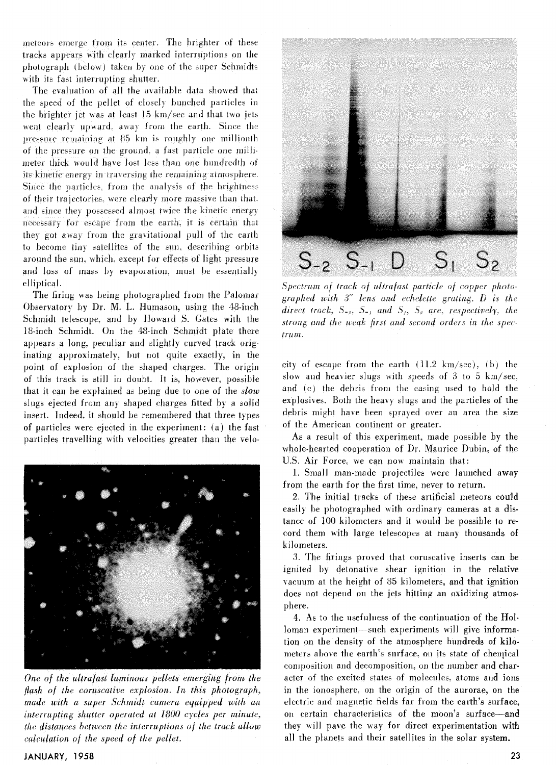meteors emerge from its center. The brighter of these tracks appears with clearly marked interruptions on the photograph (below) taken by one of the super Schmidts with its fast interrupting shutter.

The evaluation of all the available data showed that the speed of the pellet of closely bunched particles in the brighter jet was at least 15 km/sec and that two jets went clearly upward, away from the earth. Since the pressure remaining at 85 km is roughly one millionth of the pressure on the ground, a fast particle one millimeter thick would have lost less than one hundredth of its kinetic energy in traversing the remaining atmosphere. Since the particles, from the analysis of the brightness of their trajectories, were clearly more massive than that, and since they possessed almost twice the kinetic energy necessary for escape from the earth, it is certain that they got away from the gravitational pull of the earth to become tiny satellites of the sun, describing orbits around the sun, which, except for effects of light pressure and loss of mass by evaporation, must be essentially elliptical.

The firing was being photographed from the Palomar Observatory by Dr. M. L. Humason, using the 48-inch Schmidt telescope, and by Howard S. Gates with the 18-inch Schmidt. On the 48-inch Schmidt plate there appears a long, peculiar and slightly curved track originating approximately, but not quite exactly, in the point of explosion of the shaped charges. The origin of this track is still in doubt. It is, however, possible that it can be explained as being due to one of the *slow* slugs ejected from any shaped charges fitted by a solid insert. Indeed, it should be remembered that three types of particles were ejected in the experiment: (a) the fast particles travelling with velocities greater than the velocity of escape from the earth (11.2 km/sec), (b) the slow and heavier slugs with speeds of 3 to 5 km/sec, and (c) the debris from the casing used to hold the explosives. Both the heavy slugs and the particles of the debris might have been sprayed over an area the size of the American continent or greater.

*One of the ultrafast luminous pellets emerging from the flash of the coruscative explosion. In this photograph, made with a super Schmidt camera equipped with an interrupting shutter operated at 1800 cycles per minute, the distances between the interruptions of the track allow calculation of the speed of the pellet.*

S-2 S-1 D S1 S2

*Spectrum of track of ultrafast particle of copper photographed with 3" lens and echelette grating. D is the direct track, $S_{-2}$, $S_{-1}$ and $S_1$, $S_2$ are, respectively, the strong and the weak first and second orders in the spectrum.*

As a result of this experiment, made possible by the whole-hearted cooperation of Dr. Maurice Dubin, of the U.S. Air Force, we can now maintain that:

1. Small man-made projectiles were launched away from the earth for the first time, never to return.
2. The initial tracks of these artificial meteors could easily be photographed with ordinary cameras at a distance of 100 kilometers and it would be possible to record them with large telescopes at many thousands of kilometers.
3. The firings proved that coruscative inserts can be ignited by detonative shear ignition in the relative vacuum at the height of 85 kilometers, and that ignition does not depend on the jets hitting an oxidizing atmosphere.
4. As to the usefulness of the continuation of the Holloman experiment—such experiments will give information on the density of the atmosphere hundreds of kilometers above the earth's surface, on its state of chemical composition and decomposition, on the number and character of the excited states of molecules, atoms and ions in the ionosphere, on the origin of the aurorae, on the electric and magnetic fields far from the earth's surface, on certain characteristics of the moon's surface—and they will pave the way for direct experimentation with all the planets and their satellites in the solar system.